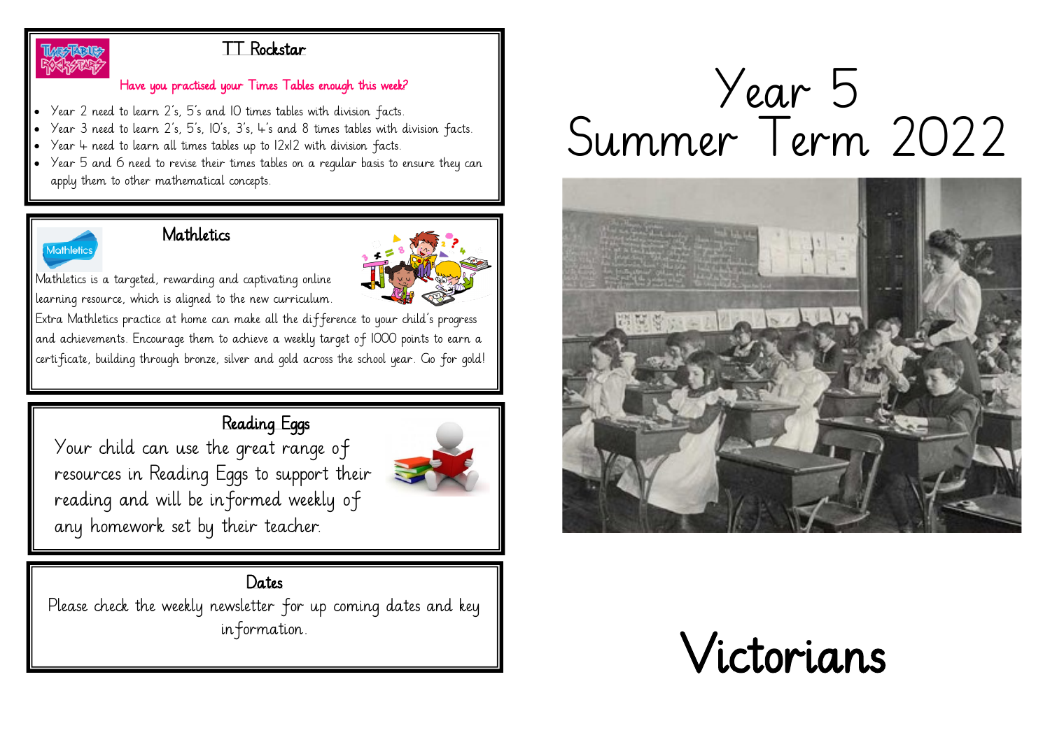## TT Rockstar

**Have you practised your Times Tables enough this week?**

- Year 2 need to learn 2's, 5's and 10 times tables with division facts.
- Year 3 need to learn 2's, 5's, 10's, 3's, 4's and 8 times tables with division facts.
- Year 4 need to learn all times tables up to 12x12 with division facts.
- Year 5 and 6 need to revise their times tables on a regular basis to ensure they can apply them to other mathematical concepts.

## Mathletics

Mathletics is a targeted, rewarding and captivating online learning resource, which is aligned to the new curriculum. Extra Mathletics practice at home can make all the difference to your child's progress and achievements. Encourage them to achieve a weekly target of 1000 points to earn a certificate, building through bronze, silver and gold across the school year. Go for gold!

## Reading Eggs

Your child can use the great range of resources in Reading Eggs to support their reading and will be informed weekly of any homework set by their teacher.

## Dates

Please check the weekly newsletter for up coming dates and key information.

# Year 5 Summer Term 2022

# Victorians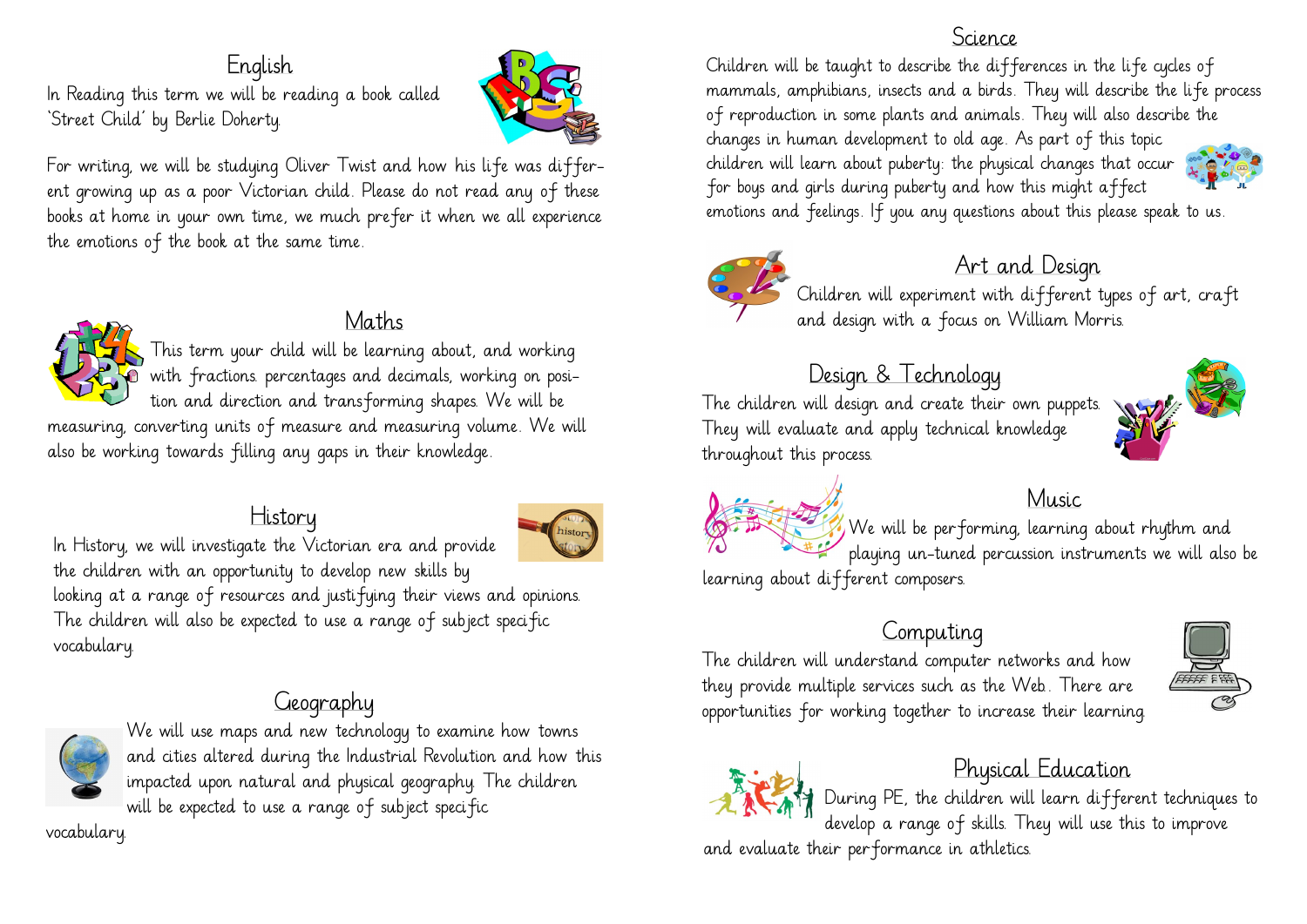## English

In Reading this term we will be reading a book called 'Street Child' by Berlie Doherty.

For writing, we will be studying Oliver Twist and how his life was different growing up as a poor Victorian child. Please do not read any of these books at home in your own time, we much prefer it when we all experience the emotions of the book at the same time.

## Maths

This term your child will be learning about, and working with fractions. percentages and decimals, working on position and direction and transforming shapes. We will be measuring, converting units of measure and measuring volume. We will also be working towards filling any gaps in their knowledge.

## History

In History, we will investigate the Victorian era and provide the children with an opportunity to develop new skills by looking at a range of resources and justifying their views and opinions. The children will also be expected to use a range of subject specific vocabulary.

## Geography

We will use maps and new technology to examine how towns and cities altered during the Industrial Revolution and how this impacted upon natural and physical geography. The children will be expected to use a range of subject specific vocabulary.

## Science

Children will be taught to describe the differences in the life cycles of mammals, amphibians, insects and a birds. They will describe the life process of reproduction in some plants and animals. They will also describe the changes in human development to old age. As part of this topic children will learn about puberty: the physical changes that occur for boys and girls during puberty and how this might affect emotions and feelings. If you any questions about this please speak to us.

## Art and Design

Children will experiment with different types of art, craft and design with a focus on William Morris.

## Design & Technology

The children will design and create their own puppets. They will evaluate and apply technical knowledge throughout this process.

## Music

We will be performing, learning about rhythm and playing un-tuned percussion instruments we will also be learning about different composers.

## Computing

The children will understand computer networks and how they provide multiple services such as the Web.. There are opportunities for working together to increase their learning.

## Physical Education

During PE, the children will learn different techniques to develop a range of skills. They will use this to improve and evaluate their performance in athletics.